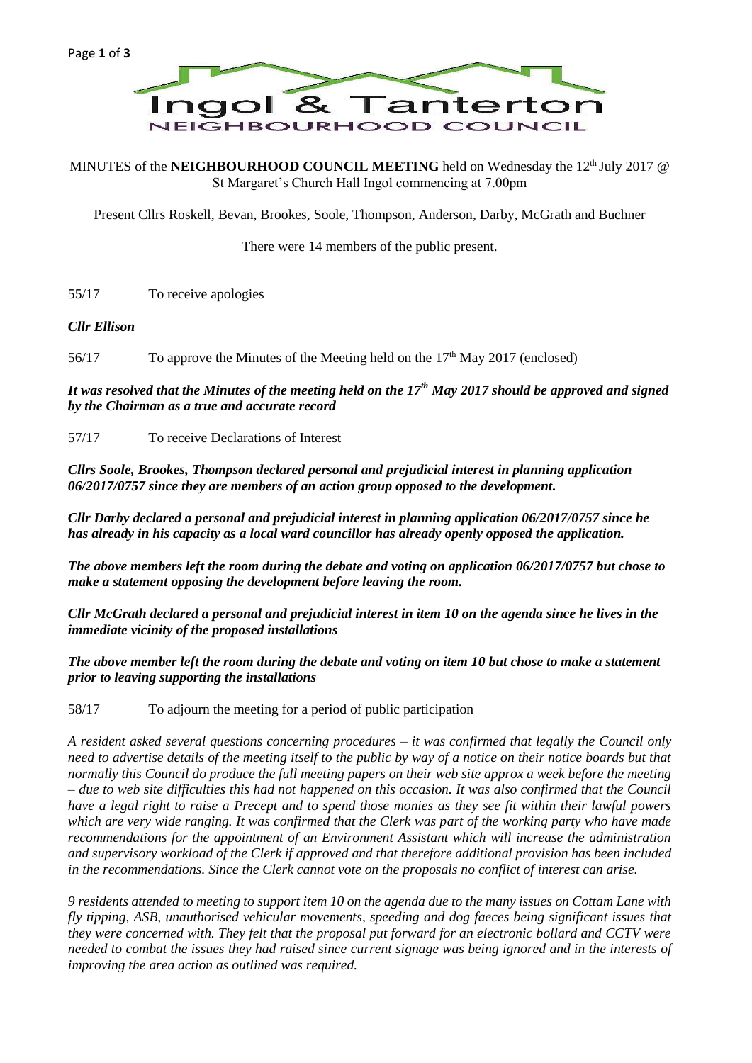# Ingol & Tanterton

## NEIGHBOURHOOD COUNCIL

MINUTES of the **NEIGHBOURHOOD COUNCIL MEETING** held on Wednesday the 12th July 2017 @ St Margaret's Church Hall Ingol commencing at 7.00pm

Present Cllrs Roskell, Bevan, Brookes, Soole, Thompson, Anderson, Darby, McGrath and Buchner

There were 14 members of the public present.

55/17 To receive apologies

***Cllr Ellison***

56/17 To approve the Minutes of the Meeting held on the 17th May 2017 (enclosed)

***It was resolved that the Minutes of the meeting held on the 17th May 2017 should be approved and signed by the Chairman as a true and accurate record***

57/17 To receive Declarations of Interest

***Cllrs Soole, Brookes, Thompson declared personal and prejudicial interest in planning application 06/2017/0757 since they are members of an action group opposed to the development.***

***Cllr Darby declared a personal and prejudicial interest in planning application 06/2017/0757 since he has already in his capacity as a local ward councillor has already openly opposed the application.***

***The above members left the room during the debate and voting on application 06/2017/0757 but chose to make a statement opposing the development before leaving the room.***

***Cllr McGrath declared a personal and prejudicial interest in item 10 on the agenda since he lives in the immediate vicinity of the proposed installations***

***The above member left the room during the debate and voting on item 10 but chose to make a statement prior to leaving supporting the installations***

58/17 To adjourn the meeting for a period of public participation

*A resident asked several questions concerning procedures – it was confirmed that legally the Council only need to advertise details of the meeting itself to the public by way of a notice on their notice boards but that normally this Council do produce the full meeting papers on their web site approx a week before the meeting – due to web site difficulties this had not happened on this occasion. It was also confirmed that the Council have a legal right to raise a Precept and to spend those monies as they see fit within their lawful powers which are very wide ranging. It was confirmed that the Clerk was part of the working party who have made recommendations for the appointment of an Environment Assistant which will increase the administration and supervisory workload of the Clerk if approved and that therefore additional provision has been included in the recommendations. Since the Clerk cannot vote on the proposals no conflict of interest can arise.*

*9 residents attended to meeting to support item 10 on the agenda due to the many issues on Cottam Lane with fly tipping, ASB, unauthorised vehicular movements, speeding and dog faeces being significant issues that they were concerned with. They felt that the proposal put forward for an electronic bollard and CCTV were needed to combat the issues they had raised since current signage was being ignored and in the interests of improving the area action as outlined was required.*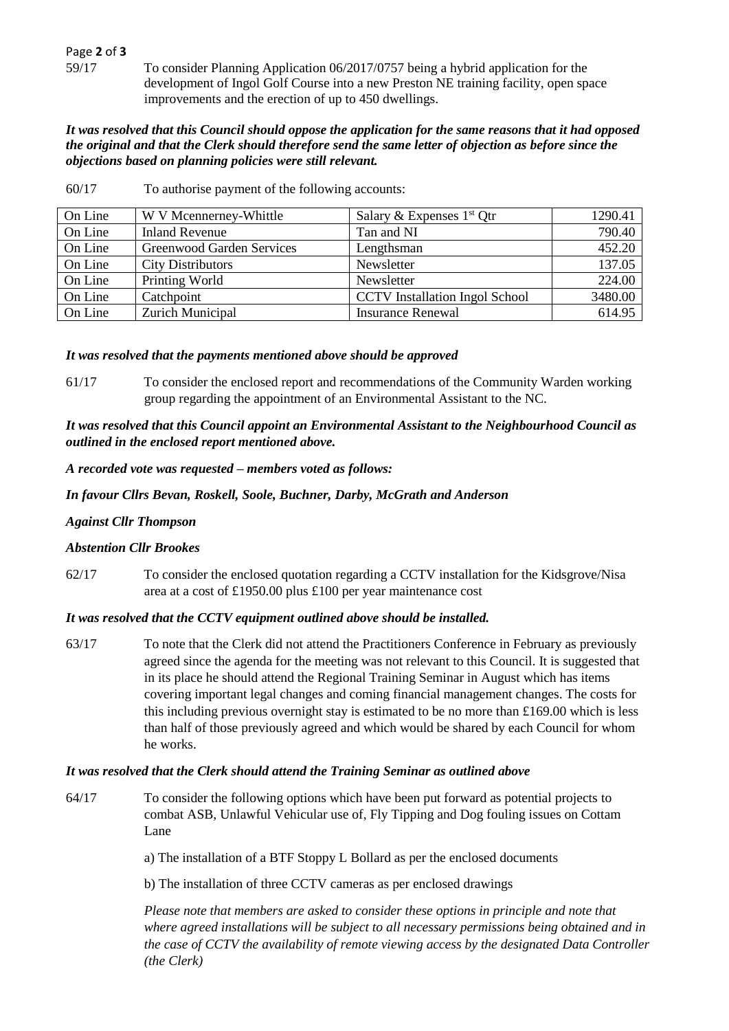59/17 To consider Planning Application 06/2017/0757 being a hybrid application for the development of Ingol Golf Course into a new Preston NE training facility, open space improvements and the erection of up to 450 dwellings.

***It was resolved that this Council should oppose the application for the same reasons that it had opposed the original and that the Clerk should therefore send the same letter of objection as before since the objections based on planning policies were still relevant.***

60/17 To authorise payment of the following accounts:

| | | | |
|---|---|---|---|
| On Line | W V Mcennerney-Whittle | Salary & Expenses 1st Qtr | 1290.41 |
| On Line | Inland Revenue | Tan and NI | 790.40 |
| On Line | Greenwood Garden Services | Lengthsman | 452.20 |
| On Line | City Distributors | Newsletter | 137.05 |
| On Line | Printing World | Newsletter | 224.00 |
| On Line | Catchpoint | CCTV Installation Ingol School | 3480.00 |
| On Line | Zurich Municipal | Insurance Renewal | 614.95 |

***It was resolved that the payments mentioned above should be approved***

61/17 To consider the enclosed report and recommendations of the Community Warden working group regarding the appointment of an Environmental Assistant to the NC.

***It was resolved that this Council appoint an Environmental Assistant to the Neighbourhood Council as outlined in the enclosed report mentioned above.***

***A recorded vote was requested – members voted as follows:***

***In favour Cllrs Bevan, Roskell, Soole, Buchner, Darby, McGrath and Anderson***

***Against Cllr Thompson***

***Abstention Cllr Brookes***

62/17 To consider the enclosed quotation regarding a CCTV installation for the Kidsgrove/Nisa area at a cost of £1950.00 plus £100 per year maintenance cost

***It was resolved that the CCTV equipment outlined above should be installed.***

63/17 To note that the Clerk did not attend the Practitioners Conference in February as previously agreed since the agenda for the meeting was not relevant to this Council. It is suggested that in its place he should attend the Regional Training Seminar in August which has items covering important legal changes and coming financial management changes. The costs for this including previous overnight stay is estimated to be no more than £169.00 which is less than half of those previously agreed and which would be shared by each Council for whom he works.

***It was resolved that the Clerk should attend the Training Seminar as outlined above***

64/17 To consider the following options which have been put forward as potential projects to combat ASB, Unlawful Vehicular use of, Fly Tipping and Dog fouling issues on Cottam Lane

a) The installation of a BTF Stoppy L Bollard as per the enclosed documents

b) The installation of three CCTV cameras as per enclosed drawings

*Please note that members are asked to consider these options in principle and note that where agreed installations will be subject to all necessary permissions being obtained and in the case of CCTV the availability of remote viewing access by the designated Data Controller (the Clerk)*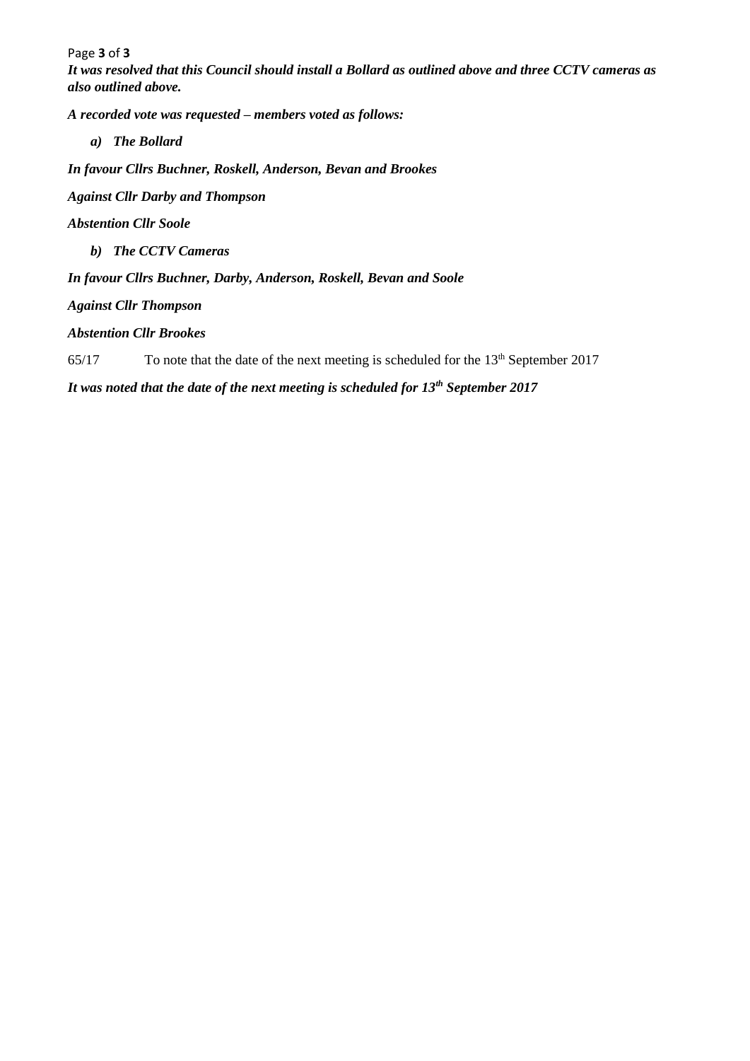***It was resolved that this Council should install a Bollard as outlined above and three CCTV cameras as also outlined above.***

***A recorded vote was requested – members voted as follows:***

*a) **The Bollard***

***In favour Cllrs Buchner, Roskell, Anderson, Bevan and Brookes***

***Against Cllr Darby and Thompson***

***Abstention Cllr Soole***

*b) **The CCTV Cameras***

***In favour Cllrs Buchner, Darby, Anderson, Roskell, Bevan and Soole***

***Against Cllr Thompson***

***Abstention Cllr Brookes***

65/17 To note that the date of the next meeting is scheduled for the 13th September 2017

***It was noted that the date of the next meeting is scheduled for 13th September 2017***